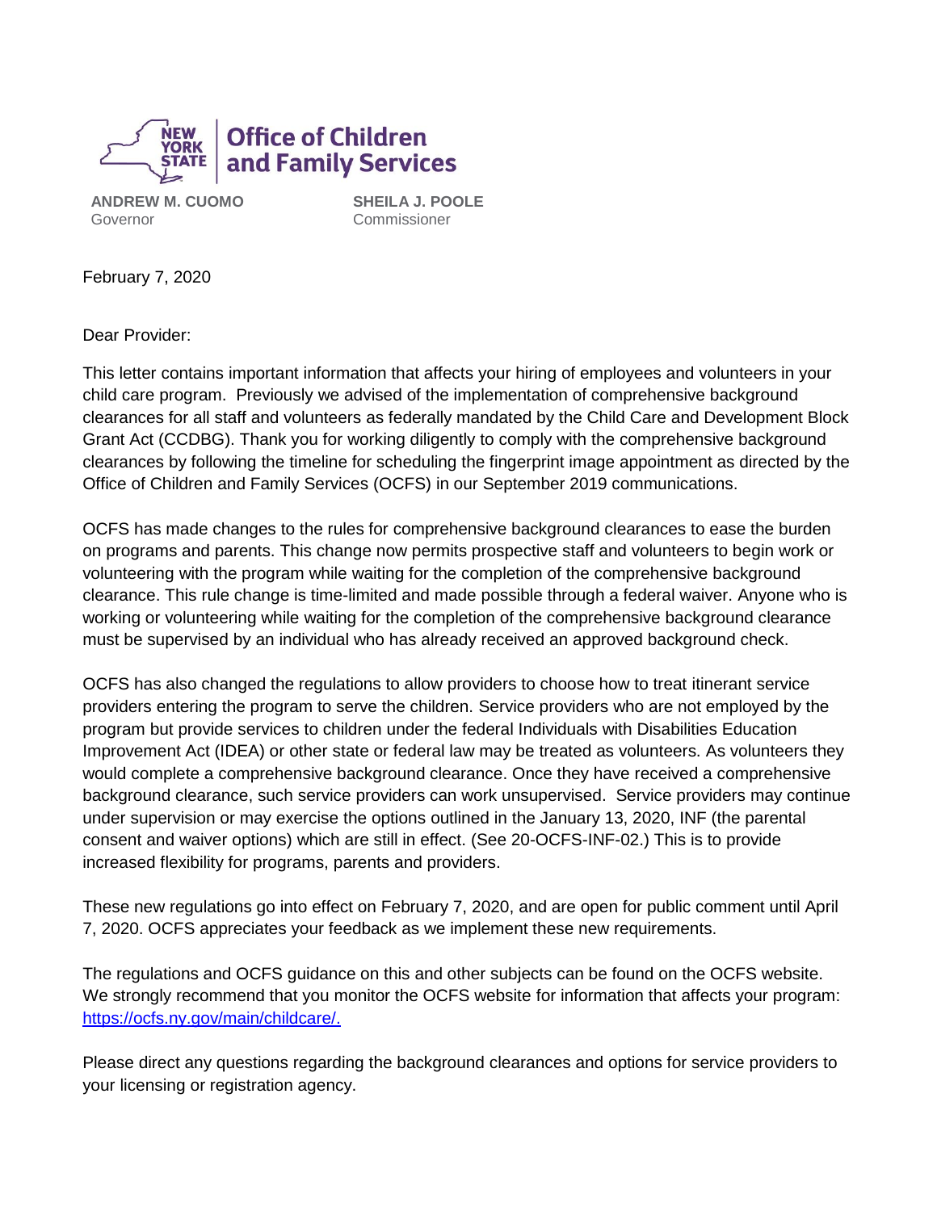**New York State Office of Children and Family Services**

**ANDREW M. CUOMO**
Governor

**SHEILA J. POOLE**
Commissioner

February 7, 2020

Dear Provider:

This letter contains important information that affects your hiring of employees and volunteers in your child care program. Previously we advised of the implementation of comprehensive background clearances for all staff and volunteers as federally mandated by the Child Care and Development Block Grant Act (CCDBG). Thank you for working diligently to comply with the comprehensive background clearances by following the timeline for scheduling the fingerprint image appointment as directed by the Office of Children and Family Services (OCFS) in our September 2019 communications.

OCFS has made changes to the rules for comprehensive background clearances to ease the burden on programs and parents. This change now permits prospective staff and volunteers to begin work or volunteering with the program while waiting for the completion of the comprehensive background clearance. This rule change is time-limited and made possible through a federal waiver. Anyone who is working or volunteering while waiting for the completion of the comprehensive background clearance must be supervised by an individual who has already received an approved background check.

OCFS has also changed the regulations to allow providers to choose how to treat itinerant service providers entering the program to serve the children. Service providers who are not employed by the program but provide services to children under the federal Individuals with Disabilities Education Improvement Act (IDEA) or other state or federal law may be treated as volunteers. As volunteers they would complete a comprehensive background clearance. Once they have received a comprehensive background clearance, such service providers can work unsupervised. Service providers may continue under supervision or may exercise the options outlined in the January 13, 2020, INF (the parental consent and waiver options) which are still in effect. (See 20-OCFS-INF-02.) This is to provide increased flexibility for programs, parents and providers.

These new regulations go into effect on February 7, 2020, and are open for public comment until April 7, 2020. OCFS appreciates your feedback as we implement these new requirements.

The regulations and OCFS guidance on this and other subjects can be found on the OCFS website. We strongly recommend that you monitor the OCFS website for information that affects your program: [https://ocfs.ny.gov/main/childcare/.](https://ocfs.ny.gov/main/childcare/)

Please direct any questions regarding the background clearances and options for service providers to your licensing or registration agency.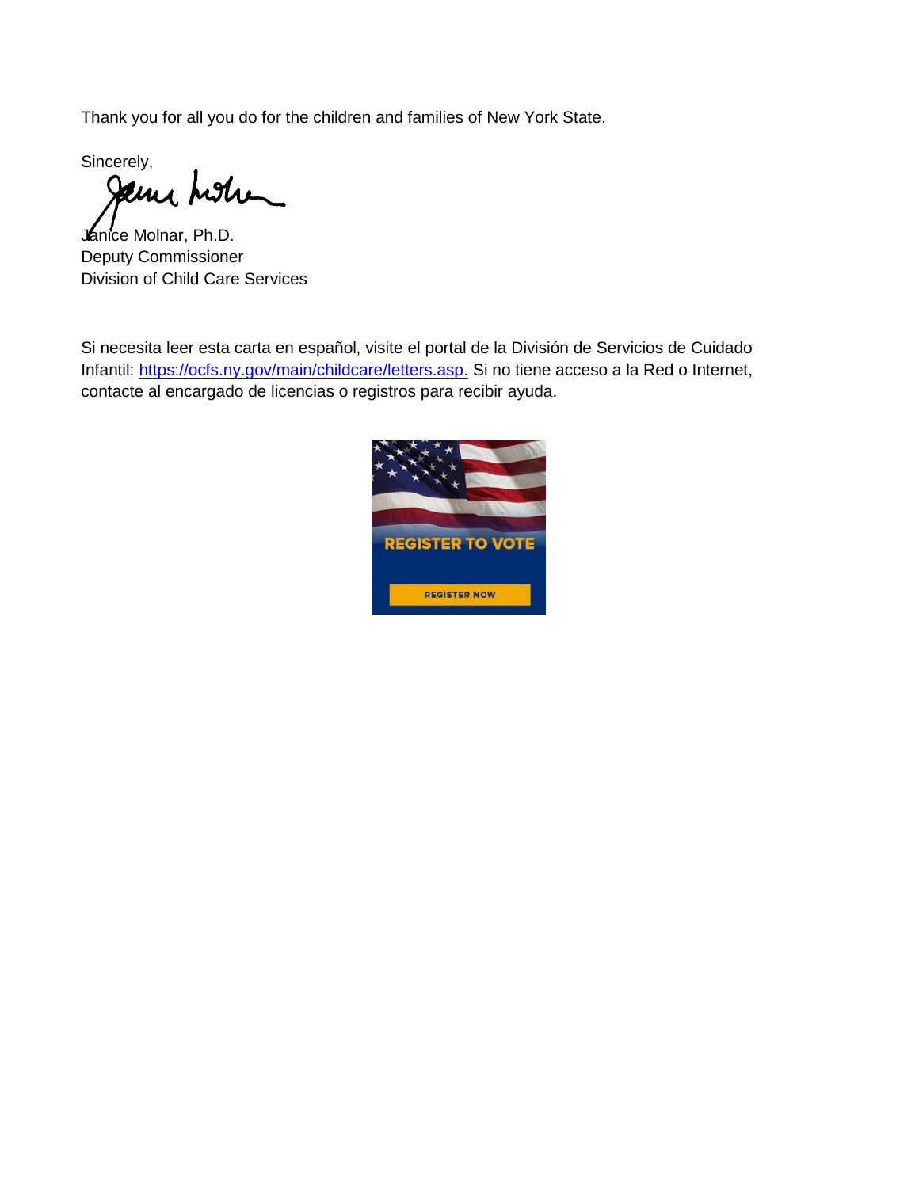Thank you for all you do for the children and families of New York State.

Sincerely,

Janice Molnar, Ph.D.
Deputy Commissioner
Division of Child Care Services

Si necesita leer esta carta en español, visite el portal de la División de Servicios de Cuidado Infantil: https://ocfs.ny.gov/main/childcare/letters.asp. Si no tiene acceso a la Red o Internet, contacte al encargado de licencias o registros para recibir ayuda.

REGISTER TO VOTE

REGISTER NOW